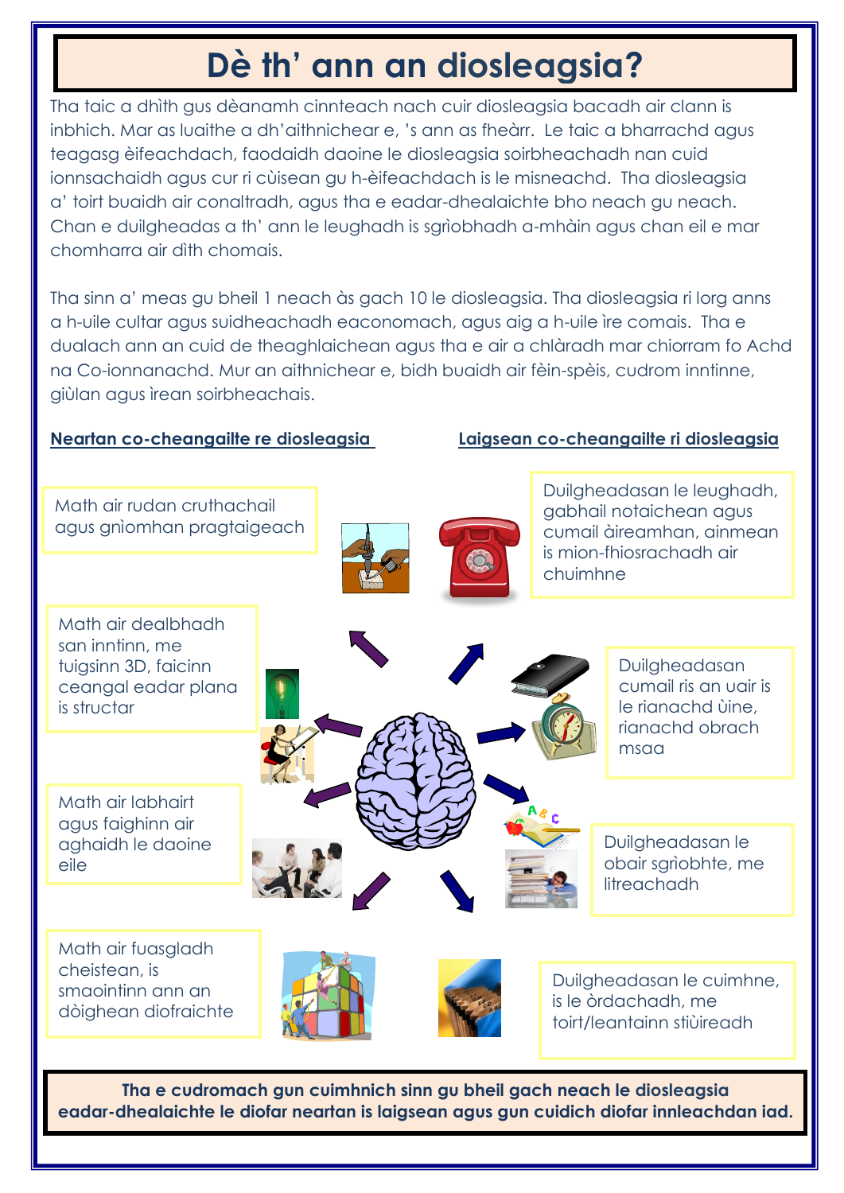# Dè th' ann an diosleagsia?

Tha taic a dhìth gus dèanamh cinnteach nach cuir diosleagsia bacadh air clann is inbhich. Mar as luaithe a dh'aithnichear e, 's ann as fheàrr. Le taic a bharrachd agus teagasg èifeachdach, faodaidh daoine le diosleagsia soirbheachadh nan cuid ionnsachaidh agus cur ri cùisean gu h-èifeachdach is le misneachd. Tha diosleagsia a' toirt buaidh air conaltradh, agus tha e eadar-dhealaichte bho neach gu neach. Chan e duilgheadas a th' ann le leughadh is sgrìobhadh a-mhàin agus chan eil e mar chomharra air dìth chomais.

Tha sinn a' meas gu bheil 1 neach às gach 10 le diosleagsia. Tha diosleagsia ri lorg anns a h-uile cultar agus suidheachadh eaconomach, agus aig a h-uile ìre comais. Tha e dualach ann an cuid de theaghlaichean agus tha e air a chlàradh mar chiorram fo Achd na Co-ionnanachd. Mur an aithnichear e, bidh buaidh air fèin-spèis, cudrom inntinne, giùlan agus ìrean soirbheachais.

**Neartan co-cheangailte re diosleagsia**

- Math air rudan cruthachail agus gnìomhan pragtaigeach
- Math air dealbhadh san inntinn, me tuigsinn 3D, faicinn ceangal eadar plana is structar
- Math air labhairt agus faighinn air aghaidh le daoine eile
- Math air fuasgladh cheistean, is smaointinn ann an dòighean diofraichte

**Laigsean co-cheangailte ri diosleagsia**

- Duilgheadasan le leughadh, gabhail notaichean agus cumail àireamhan, ainmean is mion-fhiosrachadh air chuimhne
- Duilgheadasan cumail ris an uair is le rianachd ùine, rianachd obrach msaa
- Duilgheadasan le obair sgrìobhte, me litreachadh
- Duilgheadasan le cuimhne, is le òrdachadh, me toirt/leantainn stiùireadh

**Tha e cudromach gun cuimhnich sinn gu bheil gach neach le diosleagsia eadar-dhealaichte le diofar neartan is laigsean agus gun cuidich diofar innleachdan iad.**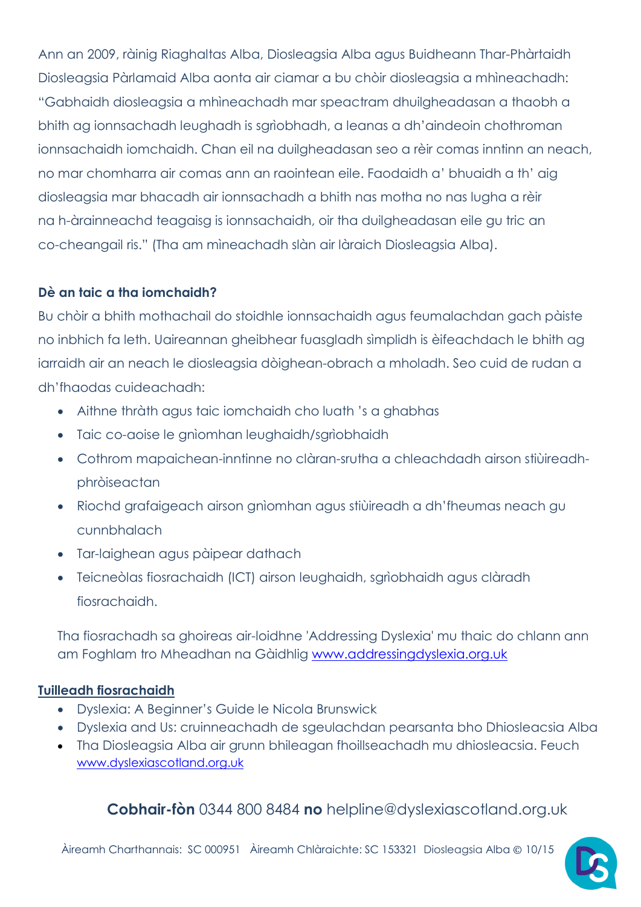Ann an 2009, ràinig Riaghaltas Alba, Diosleagsia Alba agus Buidheann Thar-Phàrtaidh Diosleagsia Pàrlamaid Alba aonta air ciamar a bu chòir diosleagsia a mhìneachadh: "Gabhaidh diosleagsia a mhìneachadh mar speactram dhuilgheadasan a thaobh a bhith ag ionnsachadh leughadh is sgrìobhadh, a leanas a dh'aindeoin chothroman ionnsachaidh iomchaidh. Chan eil na duilgheadasan seo a rèir comas inntinn an neach, no mar chomharra air comas ann an raointean eile. Faodaidh a' bhuaidh a th' aig diosleagsia mar bhacadh air ionnsachadh a bhith nas motha no nas lugha a rèir na h-àrainneachd teagaisg is ionnsachaidh, oir tha duilgheadasan eile gu tric an co-cheangail ris." (Tha am mìneachadh slàn air làraich Diosleagsia Alba).

**Dè an taic a tha iomchaidh?**

Bu chòir a bhith mothachail do stoidhle ionnsachaidh agus feumalachdan gach pàiste no inbhich fa leth. Uaireannan gheibhear fuasgladh sìmplidh is èifeachdach le bhith ag iarraidh air an neach le diosleagsia dòighean-obrach a mholadh. Seo cuid de rudan a dh'fhaodas cuideachadh:

- Aithne thràth agus taic iomchaidh cho luath 's a ghabhas
- Taic co-aoise le gnìomhan leughaidh/sgrìobhaidh
- Cothrom mapaichean-inntinne no clàran-srutha a chleachdadh airson stiùireadh-phròiseactan
- Riochd grafaigeach airson gnìomhan agus stiùireadh a dh'fheumas neach gu cunnbhalach
- Tar-laighean agus pàipear dathach
- Teicneòlas fiosrachaidh (ICT) airson leughaidh, sgrìobhaidh agus clàradh fiosrachaidh.

Tha fiosrachadh sa ghoireas air-loidhne 'Addressing Dyslexia' mu thaic do chlann ann am Foghlam tro Mheadhan na Gàidhlig [www.addressingdyslexia.org.uk](http://www.addressingdyslexia.org.uk)

**Tuilleadh fiosrachaidh**

- Dyslexia: A Beginner's Guide le Nicola Brunswick
- Dyslexia and Us: cruinneachadh de sgeulachdan pearsanta bho Dhiosleacsia Alba
- Tha Diosleagsia Alba air grunn bhileagan fhoillseachadh mu dhiosleacsia. Feuch [www.dyslexiascotland.org.uk](http://www.dyslexiascotland.org.uk)

**Cobhair-fòn** 0344 800 8484 **no** helpline@dyslexiascotland.org.uk

Àireamh Charthannais: SC 000951 Àireamh Chlàraichte: SC 153321 Diosleagsia Alba © 10/15